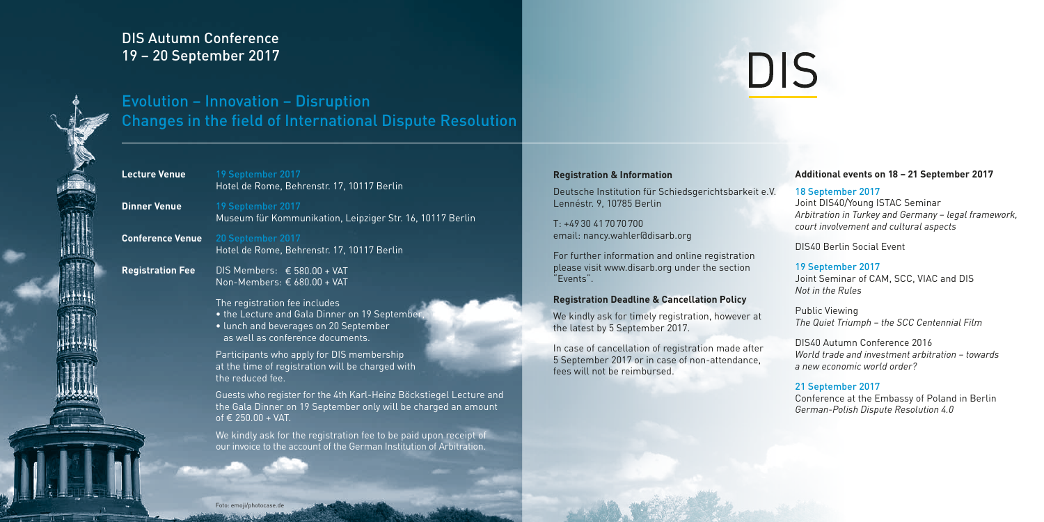# DIS Autumn Conference
## 19 – 20 September 2017

DIS

## Evolution – Innovation – Disruption
## Changes in the field of International Dispute Resolution

**Lecture Venue** 19 September 2017
Hotel de Rome, Behrenstr. 17, 10117 Berlin

**Dinner Venue** 19 September 2017
Museum für Kommunikation, Leipziger Str. 16, 10117 Berlin

**Conference Venue** 20 September 2017
Hotel de Rome, Behrenstr. 17, 10117 Berlin

**Registration Fee** DIS Members: € 580.00 + VAT
Non-Members: € 680.00 + VAT

The registration fee includes
- the Lecture and Gala Dinner on 19 September,
- lunch and beverages on 20 September as well as conference documents.

Participants who apply for DIS membership at the time of registration will be charged with the reduced fee.

Guests who register for the 4th Karl-Heinz Böckstiegel Lecture and the Gala Dinner on 19 September only will be charged an amount of € 250.00 + VAT.

We kindly ask for the registration fee to be paid upon receipt of our invoice to the account of the German Institution of Arbitration.

Foto: emoji/photocase.de

### Registration & Information

Deutsche Institution für Schiedsgerichtsbarkeit e.V.
Lennéstr. 9, 10785 Berlin

T: +49 30 41 70 70 700
email: nancy.wahler@disarb.org

For further information and online registration please visit www.disarb.org under the section "Events".

### Registration Deadline & Cancellation Policy

We kindly ask for timely registration, however at the latest by 5 September 2017.

In case of cancellation of registration made after 5 September 2017 or in case of non-attendance, fees will not be reimbursed.

### Additional events on 18 – 21 September 2017

18 September 2017
Joint DIS40/Young ISTAC Seminar
*Arbitration in Turkey and Germany – legal framework, court involvement and cultural aspects*

DIS40 Berlin Social Event

19 September 2017
Joint Seminar of CAM, SCC, VIAC and DIS
*Not in the Rules*

Public Viewing
*The Quiet Triumph – the SCC Centennial Film*

DIS40 Autumn Conference 2016
*World trade and investment arbitration – towards a new economic world order?*

21 September 2017
Conference at the Embassy of Poland in Berlin
*German-Polish Dispute Resolution 4.0*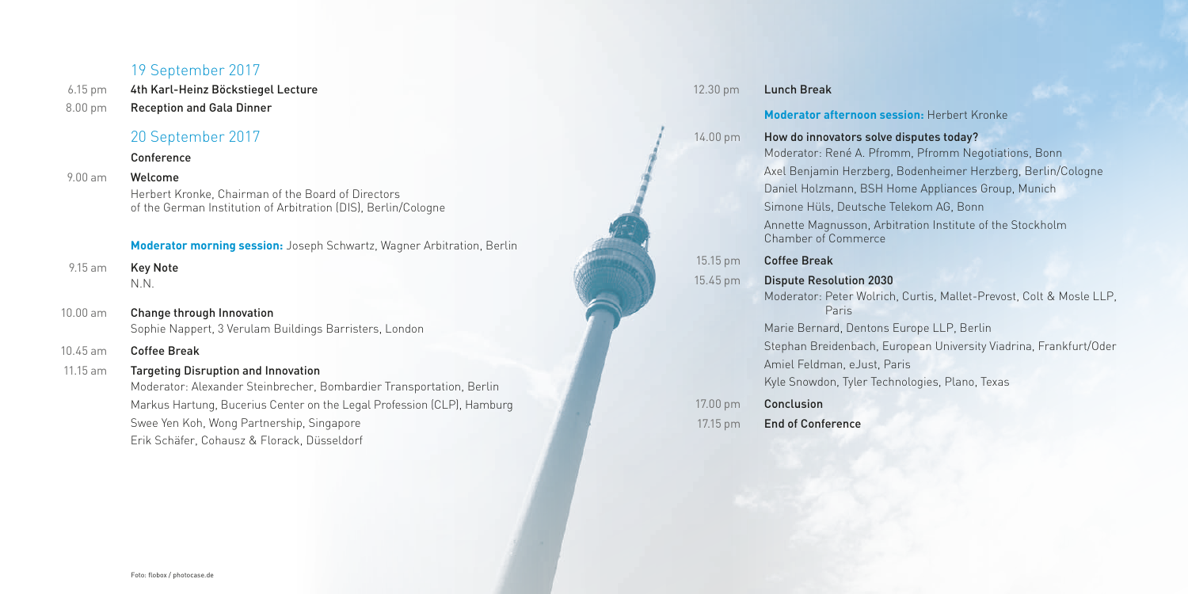## 19 September 2017

6.15 pm **4th Karl-Heinz Böckstiegel Lecture**

8.00 pm **Reception and Gala Dinner**

## 20 September 2017

**Conference**

9.00 am **Welcome**
Herbert Kronke, Chairman of the Board of Directors of the German Institution of Arbitration (DIS), Berlin/Cologne

**Moderator morning session:** Joseph Schwartz, Wagner Arbitration, Berlin

9.15 am **Key Note**
N.N.

10.00 am **Change through Innovation**
Sophie Nappert, 3 Verulam Buildings Barristers, London

10.45 am **Coffee Break**

11.15 am **Targeting Disruption and Innovation**
Moderator: Alexander Steinbrecher, Bombardier Transportation, Berlin
Markus Hartung, Bucerius Center on the Legal Profession (CLP), Hamburg
Swee Yen Koh, Wong Partnership, Singapore
Erik Schäfer, Cohausz & Florack, Düsseldorf

12.30 pm **Lunch Break**

**Moderator afternoon session:** Herbert Kronke

14.00 pm **How do innovators solve disputes today?**
Moderator: René A. Pfromm, Pfromm Negotiations, Bonn
Axel Benjamin Herzberg, Bodenheimer Herzberg, Berlin/Cologne
Daniel Holzmann, BSH Home Appliances Group, Munich
Simone Hüls, Deutsche Telekom AG, Bonn
Annette Magnusson, Arbitration Institute of the Stockholm Chamber of Commerce

15.15 pm **Coffee Break**

15.45 pm **Dispute Resolution 2030**
Moderator: Peter Wolrich, Curtis, Mallet-Prevost, Colt & Mosle LLP, Paris
Marie Bernard, Dentons Europe LLP, Berlin
Stephan Breidenbach, European University Viadrina, Frankfurt/Oder
Amiel Feldman, eJust, Paris
Kyle Snowdon, Tyler Technologies, Plano, Texas

17.00 pm **Conclusion**

17.15 pm **End of Conference**

Foto: flobox / photocase.de